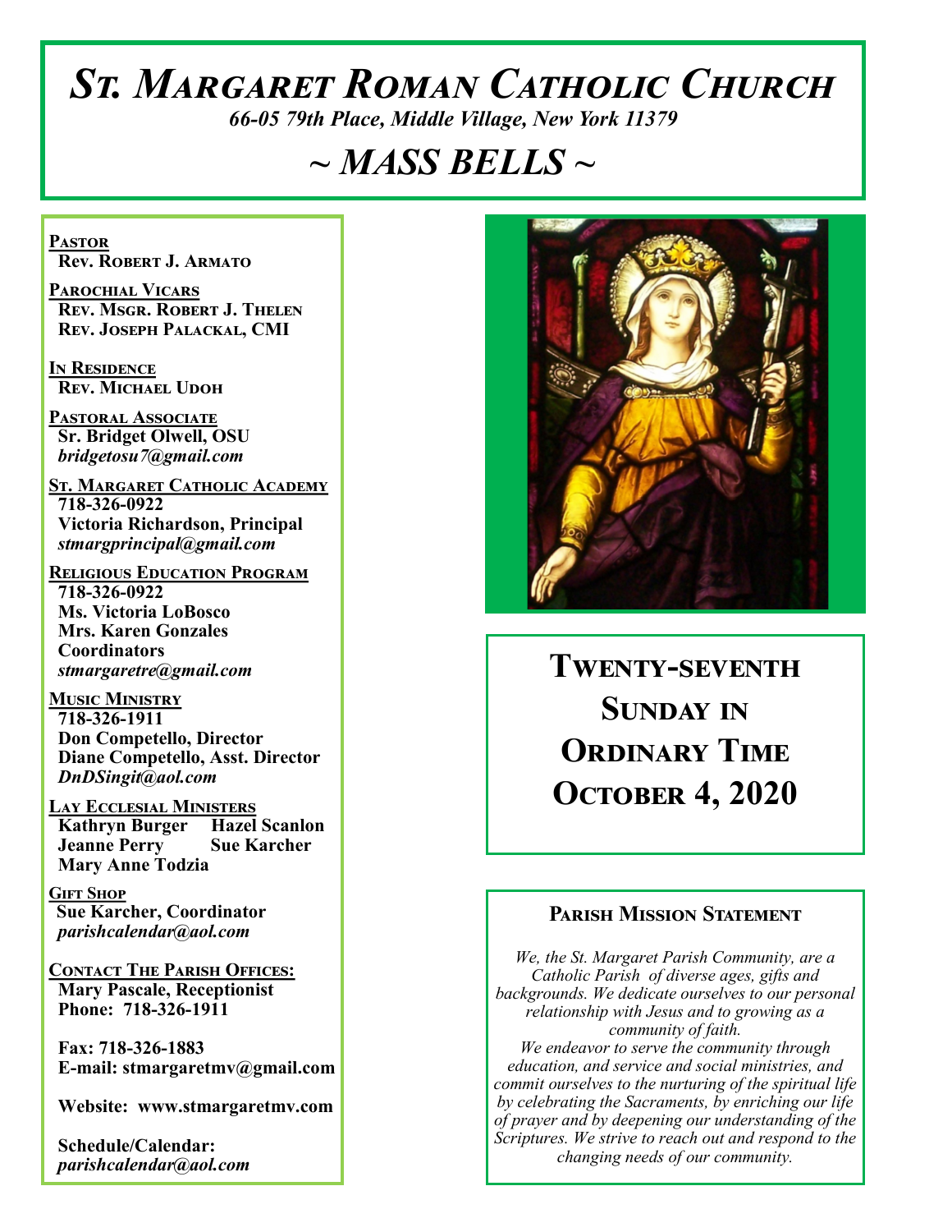# St. Margaret Roman Catholic Church

*66-05 79th Place, Middle Village, New York 11379*

## ~ MASS BELLS ~

**Pastor**
Rev. Robert J. Armato

**Parochial Vicars**
Rev. Msgr. Robert J. Thelen
Rev. Joseph Palackal, CMI

**In Residence**
Rev. Michael Udoh

**Pastoral Associate**
Sr. Bridget Olwell, OSU
*bridgetosu7@gmail.com*

**St. Margaret Catholic Academy**
718-326-0922
Victoria Richardson, Principal
*stmargprincipal@gmail.com*

**Religious Education Program**
718-326-0922
Ms. Victoria LoBosco
Mrs. Karen Gonzales
Coordinators
*stmargaretre@gmail.com*

**Music Ministry**
718-326-1911
Don Competello, Director
Diane Competello, Asst. Director
*DnDSingit@aol.com*

**Lay Ecclesial Ministers**
Kathryn Burger
Hazel Scanlon
Jeanne Perry
Sue Karcher
Mary Anne Todzia

**Gift Shop**
Sue Karcher, Coordinator
*parishcalendar@aol.com*

**Contact The Parish Offices:**
Mary Pascale, Receptionist
Phone: 718-326-1911

Fax: 718-326-1883
E-mail: stmargaretmv@gmail.com

Website: www.stmargaretmv.com

Schedule/Calendar:
*parishcalendar@aol.com*

## Twenty-seventh Sunday in Ordinary Time
## October 4, 2020

### Parish Mission Statement

*We, the St. Margaret Parish Community, are a Catholic Parish of diverse ages, gifts and backgrounds. We dedicate ourselves to our personal relationship with Jesus and to growing as a community of faith.*
*We endeavor to serve the community through education, and service and social ministries, and commit ourselves to the nurturing of the spiritual life by celebrating the Sacraments, by enriching our life of prayer and by deepening our understanding of the Scriptures. We strive to reach out and respond to the changing needs of our community.*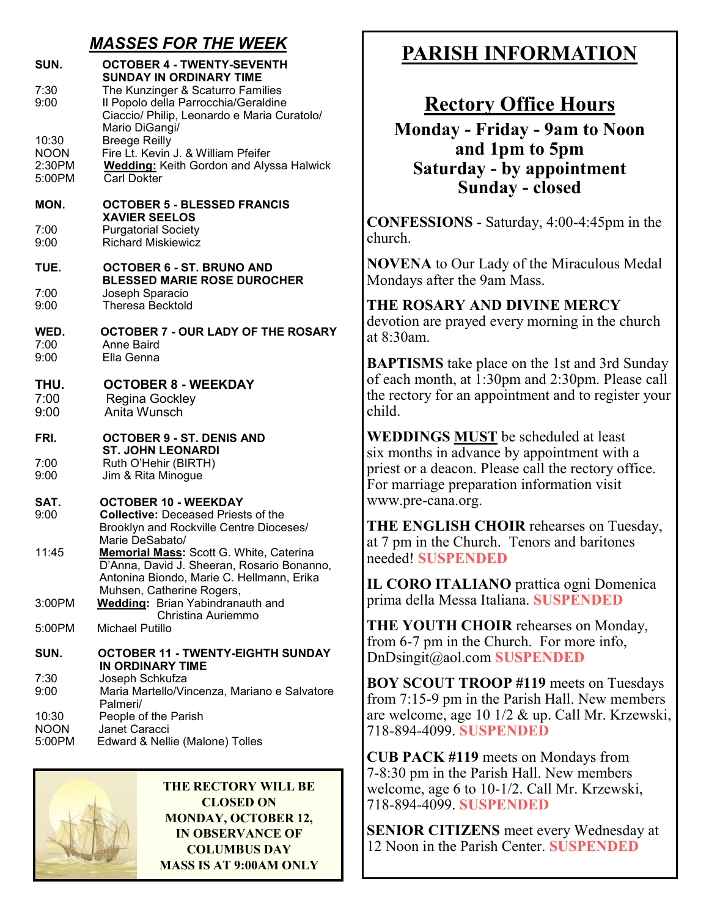## *MASSES FOR THE WEEK*

**SUN. OCTOBER 4 - TWENTY-SEVENTH SUNDAY IN ORDINARY TIME**

- 7:30 The Kunzinger & Scaturro Families
- 9:00 Il Popolo della Parrocchia/Geraldine Ciaccio/ Philip, Leonardo e Maria Curatolo/ Mario DiGangi/
- 10:30 Breege Reilly
- NOON Fire Lt. Kevin J. & William Pfeifer
- 2:30PM **Wedding:** Keith Gordon and Alyssa Halwick
- 5:00PM Carl Dokter

**MON. OCTOBER 5 - BLESSED FRANCIS XAVIER SEELOS**

- 7:00 Purgatorial Society
- 9:00 Richard Miskiewicz

**TUE. OCTOBER 6 - ST. BRUNO AND BLESSED MARIE ROSE DUROCHER**

- 7:00 Joseph Sparacio
- 9:00 Theresa Becktold

**WED. OCTOBER 7 - OUR LADY OF THE ROSARY**

- 7:00 Anne Baird
- 9:00 Ella Genna

**THU. OCTOBER 8 - WEEKDAY**

- 7:00 Regina Gockley
- 9:00 Anita Wunsch

**FRI. OCTOBER 9 - ST. DENIS AND ST. JOHN LEONARDI**

- 7:00 Ruth O'Hehir (BIRTH)
- 9:00 Jim & Rita Minogue

**SAT. OCTOBER 10 - WEEKDAY**

- 9:00 **Collective:** Deceased Priests of the Brooklyn and Rockville Centre Dioceses/ Marie DeSabato/
- 11:45 **Memorial Mass:** Scott G. White, Caterina D'Anna, David J. Sheeran, Rosario Bonanno, Antonina Biondo, Marie C. Hellmann, Erika Muhsen, Catherine Rogers,
- 3:00PM **Wedding:** Brian Yabindranauth and Christina Auriemmo
- 5:00PM Michael Putillo

**SUN. OCTOBER 11 - TWENTY-EIGHTH SUNDAY IN ORDINARY TIME**

- 7:30 Joseph Schkufza
- 9:00 Maria Martello/Vincenza, Mariano e Salvatore Palmeri/
- 10:30 People of the Parish
- NOON Janet Caracci
- 5:00PM Edward & Nellie (Malone) Tolles

**THE RECTORY WILL BE CLOSED ON MONDAY, OCTOBER 12, IN OBSERVANCE OF COLUMBUS DAY MASS IS AT 9:00AM ONLY**

# PARISH INFORMATION

## Rectory Office Hours

**Monday - Friday - 9am to Noon and 1pm to 5pm**
**Saturday - by appointment**
**Sunday - closed**

**CONFESSIONS** - Saturday, 4:00-4:45pm in the church.

**NOVENA** to Our Lady of the Miraculous Medal Mondays after the 9am Mass.

**THE ROSARY AND DIVINE MERCY** devotion are prayed every morning in the church at 8:30am.

**BAPTISMS** take place on the 1st and 3rd Sunday of each month, at 1:30pm and 2:30pm. Please call the rectory for an appointment and to register your child.

**WEDDINGS MUST** be scheduled at least six months in advance by appointment with a priest or a deacon. Please call the rectory office. For marriage preparation information visit www.pre-cana.org.

**THE ENGLISH CHOIR** rehearses on Tuesday, at 7 pm in the Church. Tenors and baritones needed! **SUSPENDED**

**IL CORO ITALIANO** prattica ogni Domenica prima della Messa Italiana. **SUSPENDED**

**THE YOUTH CHOIR** rehearses on Monday, from 6-7 pm in the Church. For more info, DnDsingit@aol.com **SUSPENDED**

**BOY SCOUT TROOP #119** meets on Tuesdays from 7:15-9 pm in the Parish Hall. New members are welcome, age 10 1/2 & up. Call Mr. Krzewski, 718-894-4099. **SUSPENDED**

**CUB PACK #119** meets on Mondays from 7-8:30 pm in the Parish Hall. New members welcome, age 6 to 10-1/2. Call Mr. Krzewski, 718-894-4099. **SUSPENDED**

**SENIOR CITIZENS** meet every Wednesday at 12 Noon in the Parish Center. **SUSPENDED**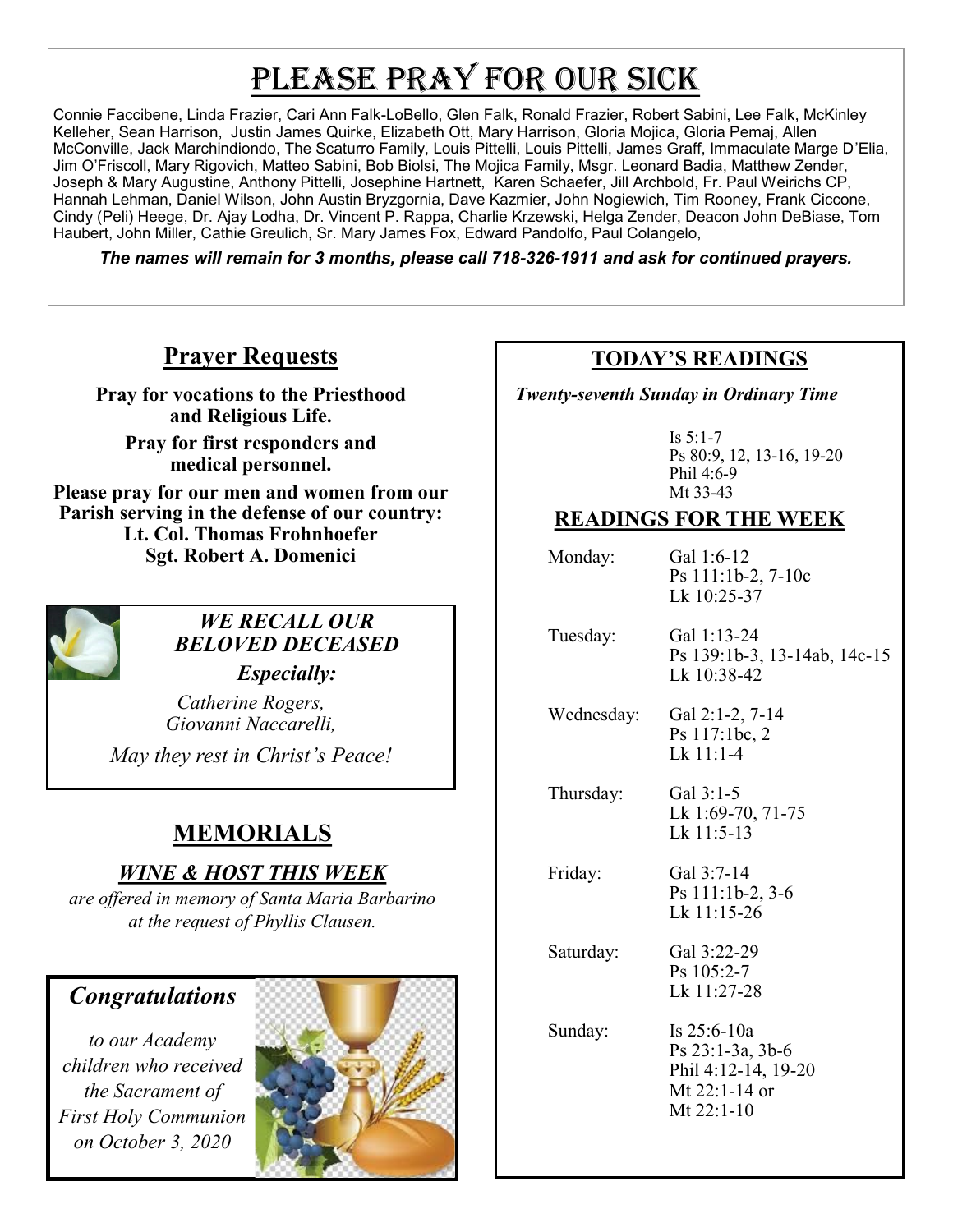# PLEASE PRAY FOR OUR SICK

Connie Faccibene, Linda Frazier, Cari Ann Falk-LoBello, Glen Falk, Ronald Frazier, Robert Sabini, Lee Falk, McKinley Kelleher, Sean Harrison, Justin James Quirke, Elizabeth Ott, Mary Harrison, Gloria Mojica, Gloria Pemaj, Allen McConville, Jack Marchindiondo, The Scaturro Family, Louis Pittelli, Louis Pittelli, James Graff, Immaculate Marge D'Elia, Jim O'Friscoll, Mary Rigovich, Matteo Sabini, Bob Biolsi, The Mojica Family, Msgr. Leonard Badia, Matthew Zender, Joseph & Mary Augustine, Anthony Pittelli, Josephine Hartnett, Karen Schaefer, Jill Archbold, Fr. Paul Weirichs CP, Hannah Lehman, Daniel Wilson, John Austin Bryzgornia, Dave Kazmier, John Nogiewich, Tim Rooney, Frank Ciccone, Cindy (Peli) Heege, Dr. Ajay Lodha, Dr. Vincent P. Rappa, Charlie Krzewski, Helga Zender, Deacon John DeBiase, Tom Haubert, John Miller, Cathie Greulich, Sr. Mary James Fox, Edward Pandolfo, Paul Colangelo,

***The names will remain for 3 months, please call 718-326-1911 and ask for continued prayers.***

## Prayer Requests

**Pray for vocations to the Priesthood and Religious Life.**

**Pray for first responders and medical personnel.**

**Please pray for our men and women from our Parish serving in the defense of our country:**
**Lt. Col. Thomas Frohnhoefer**
**Sgt. Robert A. Domenici**

### *WE RECALL OUR BELOVED DECEASED*

***Especially:***

*Catherine Rogers,*
*Giovanni Naccarelli,*

*May they rest in Christ's Peace!*

## MEMORIALS

### *WINE & HOST THIS WEEK*

*are offered in memory of Santa Maria Barbarino at the request of Phyllis Clausen.*

### *Congratulations*

*to our Academy children who received the Sacrament of First Holy Communion on October 3, 2020*

## TODAY'S READINGS

*Twenty-seventh Sunday in Ordinary Time*

Is 5:1-7
Ps 80:9, 12, 13-16, 19-20
Phil 4:6-9
Mt 33-43

## READINGS FOR THE WEEK

| | |
|---|---|
| Monday: | Gal 1:6-12<br>Ps 111:1b-2, 7-10c<br>Lk 10:25-37 |
| Tuesday: | Gal 1:13-24<br>Ps 139:1b-3, 13-14ab, 14c-15<br>Lk 10:38-42 |
| Wednesday: | Gal 2:1-2, 7-14<br>Ps 117:1bc, 2<br>Lk 11:1-4 |
| Thursday: | Gal 3:1-5<br>Lk 1:69-70, 71-75<br>Lk 11:5-13 |
| Friday: | Gal 3:7-14<br>Ps 111:1b-2, 3-6<br>Lk 11:15-26 |
| Saturday: | Gal 3:22-29<br>Ps 105:2-7<br>Lk 11:27-28 |
| Sunday: | Is 25:6-10a<br>Ps 23:1-3a, 3b-6<br>Phil 4:12-14, 19-20<br>Mt 22:1-14 or<br>Mt 22:1-10 |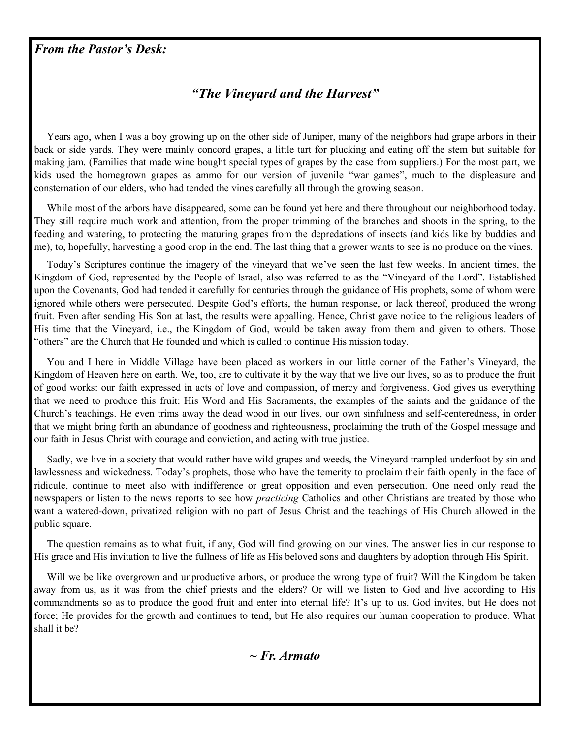***From the Pastor's Desk:***

## *"The Vineyard and the Harvest"*

Years ago, when I was a boy growing up on the other side of Juniper, many of the neighbors had grape arbors in their back or side yards. They were mainly concord grapes, a little tart for plucking and eating off the stem but suitable for making jam. (Families that made wine bought special types of grapes by the case from suppliers.) For the most part, we kids used the homegrown grapes as ammo for our version of juvenile "war games", much to the displeasure and consternation of our elders, who had tended the vines carefully all through the growing season.

While most of the arbors have disappeared, some can be found yet here and there throughout our neighborhood today. They still require much work and attention, from the proper trimming of the branches and shoots in the spring, to the feeding and watering, to protecting the maturing grapes from the depredations of insects (and kids like by buddies and me), to, hopefully, harvesting a good crop in the end. The last thing that a grower wants to see is no produce on the vines.

Today's Scriptures continue the imagery of the vineyard that we've seen the last few weeks. In ancient times, the Kingdom of God, represented by the People of Israel, also was referred to as the "Vineyard of the Lord". Established upon the Covenants, God had tended it carefully for centuries through the guidance of His prophets, some of whom were ignored while others were persecuted. Despite God's efforts, the human response, or lack thereof, produced the wrong fruit. Even after sending His Son at last, the results were appalling. Hence, Christ gave notice to the religious leaders of His time that the Vineyard, i.e., the Kingdom of God, would be taken away from them and given to others. Those "others" are the Church that He founded and which is called to continue His mission today.

You and I here in Middle Village have been placed as workers in our little corner of the Father's Vineyard, the Kingdom of Heaven here on earth. We, too, are to cultivate it by the way that we live our lives, so as to produce the fruit of good works: our faith expressed in acts of love and compassion, of mercy and forgiveness. God gives us everything that we need to produce this fruit: His Word and His Sacraments, the examples of the saints and the guidance of the Church's teachings. He even trims away the dead wood in our lives, our own sinfulness and self-centeredness, in order that we might bring forth an abundance of goodness and righteousness, proclaiming the truth of the Gospel message and our faith in Jesus Christ with courage and conviction, and acting with true justice.

Sadly, we live in a society that would rather have wild grapes and weeds, the Vineyard trampled underfoot by sin and lawlessness and wickedness. Today's prophets, those who have the temerity to proclaim their faith openly in the face of ridicule, continue to meet also with indifference or great opposition and even persecution. One need only read the newspapers or listen to the news reports to see how *practicing* Catholics and other Christians are treated by those who want a watered-down, privatized religion with no part of Jesus Christ and the teachings of His Church allowed in the public square.

The question remains as to what fruit, if any, God will find growing on our vines. The answer lies in our response to His grace and His invitation to live the fullness of life as His beloved sons and daughters by adoption through His Spirit.

Will we be like overgrown and unproductive arbors, or produce the wrong type of fruit? Will the Kingdom be taken away from us, as it was from the chief priests and the elders? Or will we listen to God and live according to His commandments so as to produce the good fruit and enter into eternal life? It's up to us. God invites, but He does not force; He provides for the growth and continues to tend, but He also requires our human cooperation to produce. What shall it be?

***~ Fr. Armato***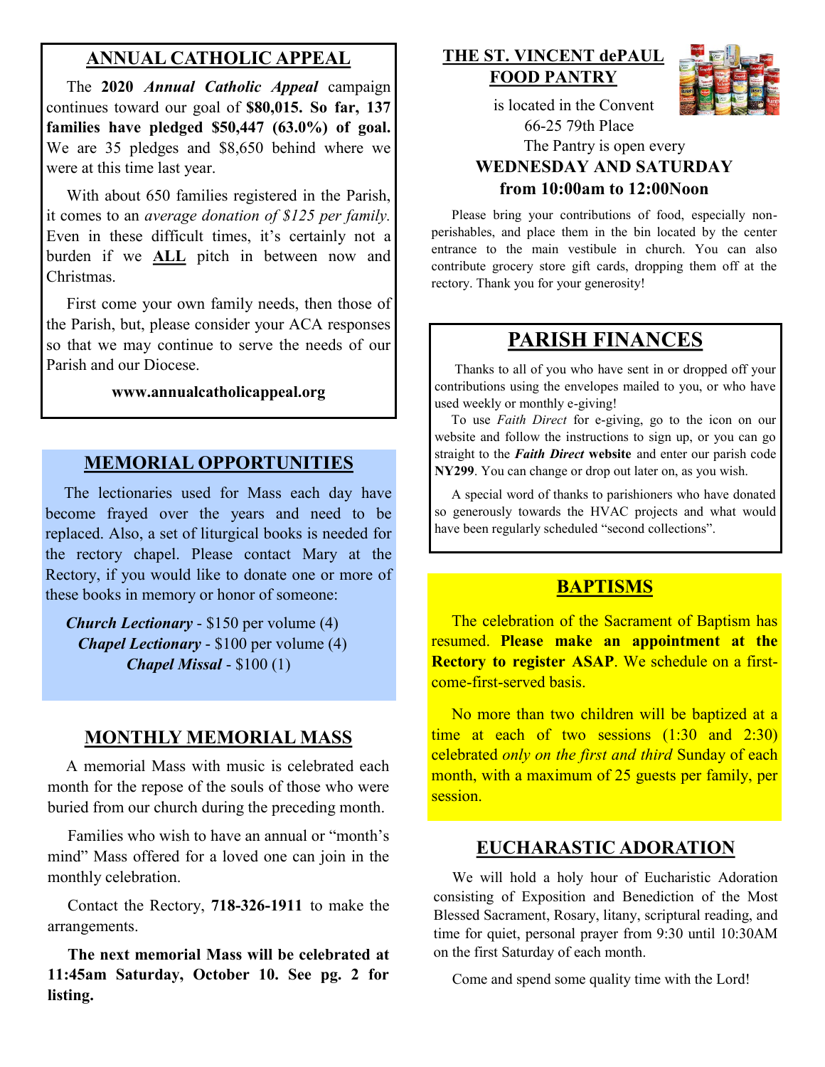## ANNUAL CATHOLIC APPEAL

The **2020** ***Annual Catholic Appeal*** campaign continues toward our goal of **$80,015. So far, 137 families have pledged $50,447 (63.0%) of goal.** We are 35 pledges and $8,650 behind where we were at this time last year.

With about 650 families registered in the Parish, it comes to an *average donation of $125 per family.* Even in these difficult times, it's certainly not a burden if we **ALL** pitch in between now and Christmas.

First come your own family needs, then those of the Parish, but, please consider your ACA responses so that we may continue to serve the needs of our Parish and our Diocese.

**www.annualcatholicappeal.org**

## MEMORIAL OPPORTUNITIES

The lectionaries used for Mass each day have become frayed over the years and need to be replaced. Also, a set of liturgical books is needed for the rectory chapel. Please contact Mary at the Rectory, if you would like to donate one or more of these books in memory or honor of someone:

***Church Lectionary*** - $150 per volume (4)
***Chapel Lectionary*** - $100 per volume (4)
***Chapel Missal*** - $100 (1)

## MONTHLY MEMORIAL MASS

A memorial Mass with music is celebrated each month for the repose of the souls of those who were buried from our church during the preceding month.

Families who wish to have an annual or "month's mind" Mass offered for a loved one can join in the monthly celebration.

Contact the Rectory, **718-326-1911** to make the arrangements.

**The next memorial Mass will be celebrated at 11:45am Saturday, October 10. See pg. 2 for listing.**

## THE ST. VINCENT dePAUL FOOD PANTRY

is located in the Convent
66-25 79th Place
The Pantry is open every
**WEDNESDAY AND SATURDAY**
**from 10:00am to 12:00Noon**

Please bring your contributions of food, especially non-perishables, and place them in the bin located by the center entrance to the main vestibule in church. You can also contribute grocery store gift cards, dropping them off at the rectory. Thank you for your generosity!

## PARISH FINANCES

Thanks to all of you who have sent in or dropped off your contributions using the envelopes mailed to you, or who have used weekly or monthly e-giving!

To use *Faith Direct* for e-giving, go to the icon on our website and follow the instructions to sign up, or you can go straight to the ***Faith Direct*** **website** and enter our parish code **NY299**. You can change or drop out later on, as you wish.

A special word of thanks to parishioners who have donated so generously towards the HVAC projects and what would have been regularly scheduled "second collections".

## BAPTISMS

The celebration of the Sacrament of Baptism has resumed. **Please make an appointment at the Rectory to register ASAP**. We schedule on a first-come-first-served basis.

No more than two children will be baptized at a time at each of two sessions (1:30 and 2:30) celebrated *only on the first and third* Sunday of each month, with a maximum of 25 guests per family, per session.

## EUCHARASTIC ADORATION

We will hold a holy hour of Eucharistic Adoration consisting of Exposition and Benediction of the Most Blessed Sacrament, Rosary, litany, scriptural reading, and time for quiet, personal prayer from 9:30 until 10:30AM on the first Saturday of each month.

Come and spend some quality time with the Lord!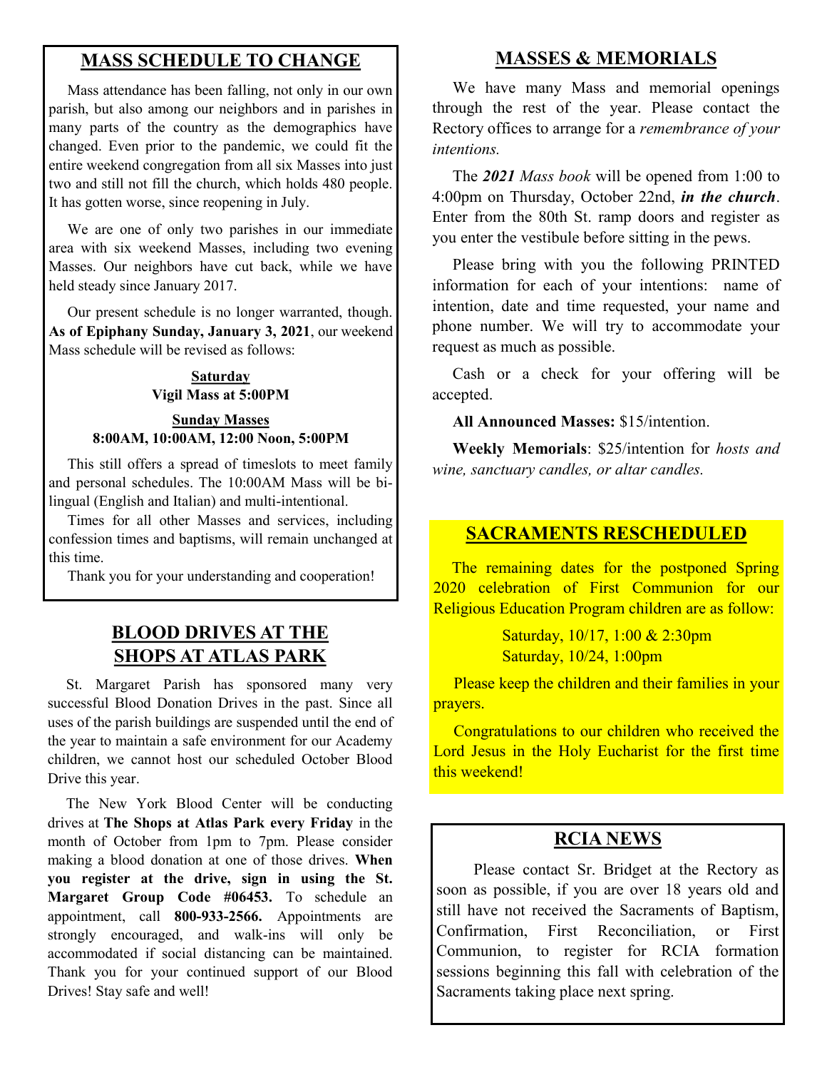## MASS SCHEDULE TO CHANGE

Mass attendance has been falling, not only in our own parish, but also among our neighbors and in parishes in many parts of the country as the demographics have changed. Even prior to the pandemic, we could fit the entire weekend congregation from all six Masses into just two and still not fill the church, which holds 480 people. It has gotten worse, since reopening in July.

We are one of only two parishes in our immediate area with six weekend Masses, including two evening Masses. Our neighbors have cut back, while we have held steady since January 2017.

Our present schedule is no longer warranted, though. **As of Epiphany Sunday, January 3, 2021**, our weekend Mass schedule will be revised as follows:

**Saturday**
**Vigil Mass at 5:00PM**

**Sunday Masses**
**8:00AM, 10:00AM, 12:00 Noon, 5:00PM**

This still offers a spread of timeslots to meet family and personal schedules. The 10:00AM Mass will be bi-lingual (English and Italian) and multi-intentional.

Times for all other Masses and services, including confession times and baptisms, will remain unchanged at this time.

Thank you for your understanding and cooperation!

## BLOOD DRIVES AT THE SHOPS AT ATLAS PARK

St. Margaret Parish has sponsored many very successful Blood Donation Drives in the past. Since all uses of the parish buildings are suspended until the end of the year to maintain a safe environment for our Academy children, we cannot host our scheduled October Blood Drive this year.

The New York Blood Center will be conducting drives at **The Shops at Atlas Park every Friday** in the month of October from 1pm to 7pm. Please consider making a blood donation at one of those drives. **When you register at the drive, sign in using the St. Margaret Group Code #06453.** To schedule an appointment, call **800-933-2566.** Appointments are strongly encouraged, and walk-ins will only be accommodated if social distancing can be maintained. Thank you for your continued support of our Blood Drives! Stay safe and well!

## MASSES & MEMORIALS

We have many Mass and memorial openings through the rest of the year. Please contact the Rectory offices to arrange for a *remembrance of your intentions.*

The ***2021*** *Mass book* will be opened from 1:00 to 4:00pm on Thursday, October 22nd, ***in the church***. Enter from the 80th St. ramp doors and register as you enter the vestibule before sitting in the pews.

Please bring with you the following PRINTED information for each of your intentions: name of intention, date and time requested, your name and phone number. We will try to accommodate your request as much as possible.

Cash or a check for your offering will be accepted.

**All Announced Masses:** $15/intention.

**Weekly Memorials**: $25/intention for *hosts and wine, sanctuary candles, or altar candles.*

## SACRAMENTS RESCHEDULED

The remaining dates for the postponed Spring 2020 celebration of First Communion for our Religious Education Program children are as follow:

Saturday, 10/17, 1:00 & 2:30pm
Saturday, 10/24, 1:00pm

Please keep the children and their families in your prayers.

Congratulations to our children who received the Lord Jesus in the Holy Eucharist for the first time this weekend!

## RCIA NEWS

Please contact Sr. Bridget at the Rectory as soon as possible, if you are over 18 years old and still have not received the Sacraments of Baptism, Confirmation, First Reconciliation, or First Communion, to register for RCIA formation sessions beginning this fall with celebration of the Sacraments taking place next spring.